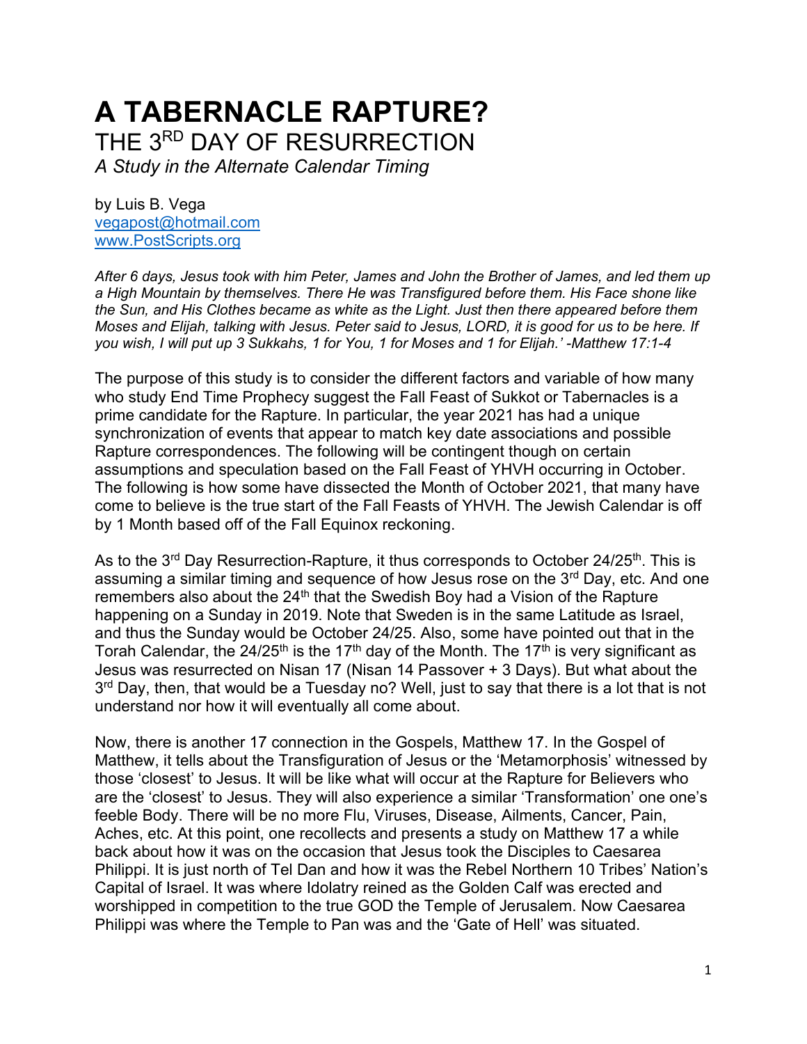# A TABERNACLE RAPTURE?

## THE 3RD DAY OF RESURRECTION

*A Study in the Alternate Calendar Timing*

by Luis B. Vega
vegapost@hotmail.com
www.PostScripts.org

*After 6 days, Jesus took with him Peter, James and John the Brother of James, and led them up a High Mountain by themselves. There He was Transfigured before them. His Face shone like the Sun, and His Clothes became as white as the Light. Just then there appeared before them Moses and Elijah, talking with Jesus. Peter said to Jesus, LORD, it is good for us to be here. If you wish, I will put up 3 Sukkahs, 1 for You, 1 for Moses and 1 for Elijah.' -Matthew 17:1-4*

The purpose of this study is to consider the different factors and variable of how many who study End Time Prophecy suggest the Fall Feast of Sukkot or Tabernacles is a prime candidate for the Rapture. In particular, the year 2021 has had a unique synchronization of events that appear to match key date associations and possible Rapture correspondences. The following will be contingent though on certain assumptions and speculation based on the Fall Feast of YHVH occurring in October. The following is how some have dissected the Month of October 2021, that many have come to believe is the true start of the Fall Feasts of YHVH. The Jewish Calendar is off by 1 Month based off of the Fall Equinox reckoning.

As to the 3rd Day Resurrection-Rapture, it thus corresponds to October 24/25th. This is assuming a similar timing and sequence of how Jesus rose on the 3rd Day, etc. And one remembers also about the 24th that the Swedish Boy had a Vision of the Rapture happening on a Sunday in 2019. Note that Sweden is in the same Latitude as Israel, and thus the Sunday would be October 24/25. Also, some have pointed out that in the Torah Calendar, the 24/25th is the 17th day of the Month. The 17th is very significant as Jesus was resurrected on Nisan 17 (Nisan 14 Passover + 3 Days). But what about the 3rd Day, then, that would be a Tuesday no? Well, just to say that there is a lot that is not understand nor how it will eventually all come about.

Now, there is another 17 connection in the Gospels, Matthew 17. In the Gospel of Matthew, it tells about the Transfiguration of Jesus or the 'Metamorphosis' witnessed by those 'closest' to Jesus. It will be like what will occur at the Rapture for Believers who are the 'closest' to Jesus. They will also experience a similar 'Transformation' one one's feeble Body. There will be no more Flu, Viruses, Disease, Ailments, Cancer, Pain, Aches, etc. At this point, one recollects and presents a study on Matthew 17 a while back about how it was on the occasion that Jesus took the Disciples to Caesarea Philippi. It is just north of Tel Dan and how it was the Rebel Northern 10 Tribes' Nation's Capital of Israel. It was where Idolatry reined as the Golden Calf was erected and worshipped in competition to the true GOD the Temple of Jerusalem. Now Caesarea Philippi was where the Temple to Pan was and the 'Gate of Hell' was situated.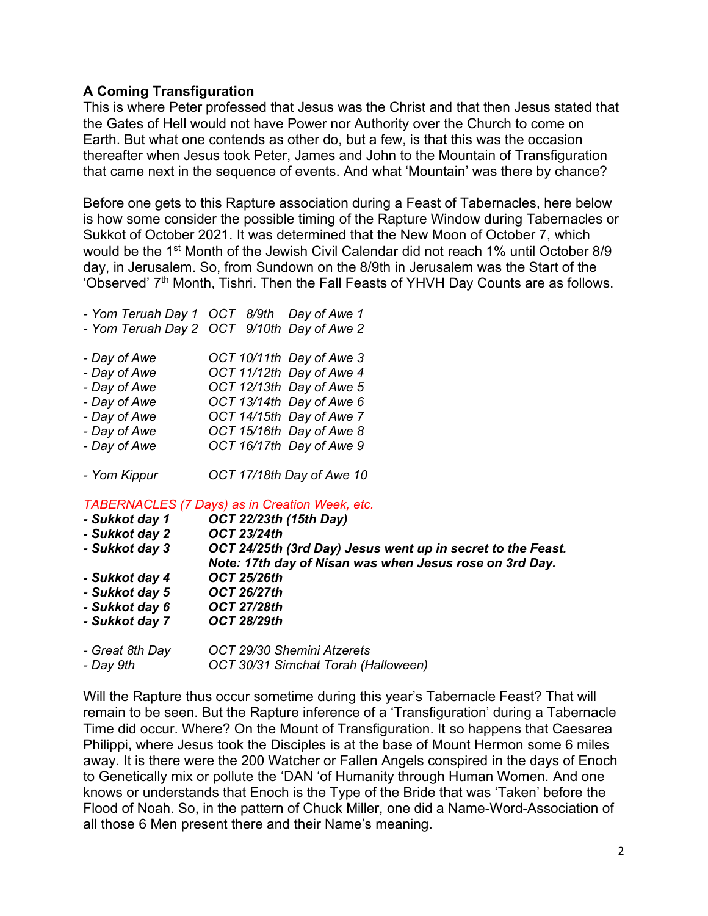**A Coming Transfiguration**

This is where Peter professed that Jesus was the Christ and that then Jesus stated that the Gates of Hell would not have Power nor Authority over the Church to come on Earth. But what one contends as other do, but a few, is that this was the occasion thereafter when Jesus took Peter, James and John to the Mountain of Transfiguration that came next in the sequence of events. And what 'Mountain' was there by chance?

Before one gets to this Rapture association during a Feast of Tabernacles, here below is how some consider the possible timing of the Rapture Window during Tabernacles or Sukkot of October 2021. It was determined that the New Moon of October 7, which would be the 1st Month of the Jewish Civil Calendar did not reach 1% until October 8/9 day, in Jerusalem. So, from Sundown on the 8/9th in Jerusalem was the Start of the 'Observed' 7th Month, Tishri. Then the Fall Feasts of YHVH Day Counts are as follows.

*- Yom Teruah Day 1 OCT 8/9th Day of Awe 1*
*- Yom Teruah Day 2 OCT 9/10th Day of Awe 2*

*- Day of Awe OCT 10/11th Day of Awe 3*
*- Day of Awe OCT 11/12th Day of Awe 4*
*- Day of Awe OCT 12/13th Day of Awe 5*
*- Day of Awe OCT 13/14th Day of Awe 6*
*- Day of Awe OCT 14/15th Day of Awe 7*
*- Day of Awe OCT 15/16th Day of Awe 8*
*- Day of Awe OCT 16/17th Day of Awe 9*

*- Yom Kippur OCT 17/18th Day of Awe 10*

*TABERNACLES (7 Days) as in Creation Week, etc.*
***- Sukkot day 1 OCT 22/23th (15th Day)***
***- Sukkot day 2 OCT 23/24th***
***- Sukkot day 3 OCT 24/25th (3rd Day) Jesus went up in secret to the Feast.***
***Note: 17th day of Nisan was when Jesus rose on 3rd Day.***
***- Sukkot day 4 OCT 25/26th***
***- Sukkot day 5 OCT 26/27th***
***- Sukkot day 6 OCT 27/28th***
***- Sukkot day 7 OCT 28/29th***

*- Great 8th Day OCT 29/30 Shemini Atzerets*
*- Day 9th OCT 30/31 Simchat Torah (Halloween)*

Will the Rapture thus occur sometime during this year's Tabernacle Feast? That will remain to be seen. But the Rapture inference of a 'Transfiguration' during a Tabernacle Time did occur. Where? On the Mount of Transfiguration. It so happens that Caesarea Philippi, where Jesus took the Disciples is at the base of Mount Hermon some 6 miles away. It is there were the 200 Watcher or Fallen Angels conspired in the days of Enoch to Genetically mix or pollute the 'DAN 'of Humanity through Human Women. And one knows or understands that Enoch is the Type of the Bride that was 'Taken' before the Flood of Noah. So, in the pattern of Chuck Miller, one did a Name-Word-Association of all those 6 Men present there and their Name's meaning.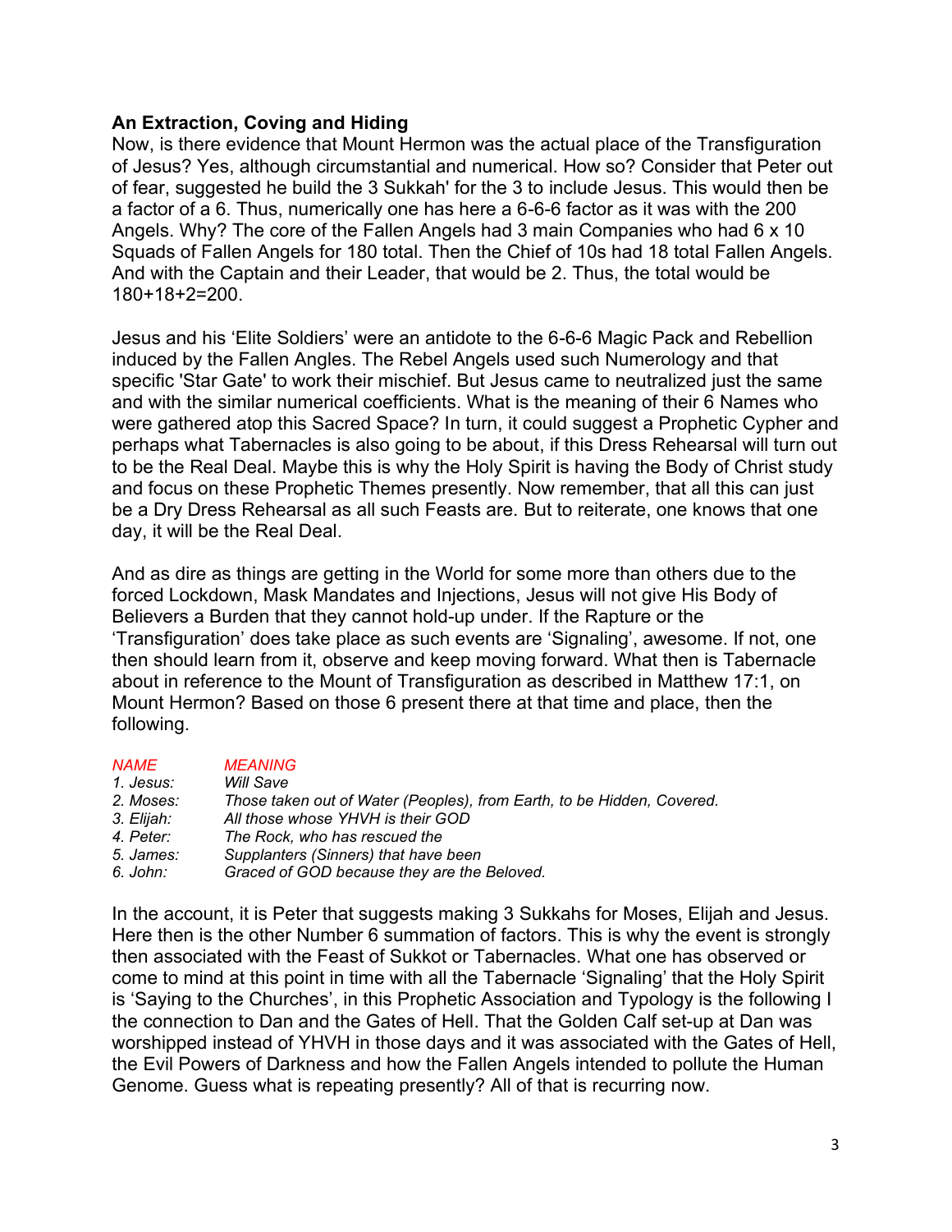**An Extraction, Coving and Hiding**

Now, is there evidence that Mount Hermon was the actual place of the Transfiguration of Jesus? Yes, although circumstantial and numerical. How so? Consider that Peter out of fear, suggested he build the 3 Sukkah' for the 3 to include Jesus. This would then be a factor of a 6. Thus, numerically one has here a 6-6-6 factor as it was with the 200 Angels. Why? The core of the Fallen Angels had 3 main Companies who had 6 x 10 Squads of Fallen Angels for 180 total. Then the Chief of 10s had 18 total Fallen Angels. And with the Captain and their Leader, that would be 2. Thus, the total would be 180+18+2=200.

Jesus and his 'Elite Soldiers' were an antidote to the 6-6-6 Magic Pack and Rebellion induced by the Fallen Angles. The Rebel Angels used such Numerology and that specific 'Star Gate' to work their mischief. But Jesus came to neutralized just the same and with the similar numerical coefficients. What is the meaning of their 6 Names who were gathered atop this Sacred Space? In turn, it could suggest a Prophetic Cypher and perhaps what Tabernacles is also going to be about, if this Dress Rehearsal will turn out to be the Real Deal. Maybe this is why the Holy Spirit is having the Body of Christ study and focus on these Prophetic Themes presently. Now remember, that all this can just be a Dry Dress Rehearsal as all such Feasts are. But to reiterate, one knows that one day, it will be the Real Deal.

And as dire as things are getting in the World for some more than others due to the forced Lockdown, Mask Mandates and Injections, Jesus will not give His Body of Believers a Burden that they cannot hold-up under. If the Rapture or the 'Transfiguration' does take place as such events are 'Signaling', awesome. If not, one then should learn from it, observe and keep moving forward. What then is Tabernacle about in reference to the Mount of Transfiguration as described in Matthew 17:1, on Mount Hermon? Based on those 6 present there at that time and place, then the following.

| *NAME* | *MEANING* |
|---|---|
| *1. Jesus:* | *Will Save* |
| *2. Moses:* | *Those taken out of Water (Peoples), from Earth, to be Hidden, Covered.* |
| *3. Elijah:* | *All those whose YHVH is their GOD* |
| *4. Peter:* | *The Rock, who has rescued the* |
| *5. James:* | *Supplanters (Sinners) that have been* |
| *6. John:* | *Graced of GOD because they are the Beloved.* |

In the account, it is Peter that suggests making 3 Sukkahs for Moses, Elijah and Jesus. Here then is the other Number 6 summation of factors. This is why the event is strongly then associated with the Feast of Sukkot or Tabernacles. What one has observed or come to mind at this point in time with all the Tabernacle 'Signaling' that the Holy Spirit is 'Saying to the Churches', in this Prophetic Association and Typology is the following I the connection to Dan and the Gates of Hell. That the Golden Calf set-up at Dan was worshipped instead of YHVH in those days and it was associated with the Gates of Hell, the Evil Powers of Darkness and how the Fallen Angels intended to pollute the Human Genome. Guess what is repeating presently? All of that is recurring now.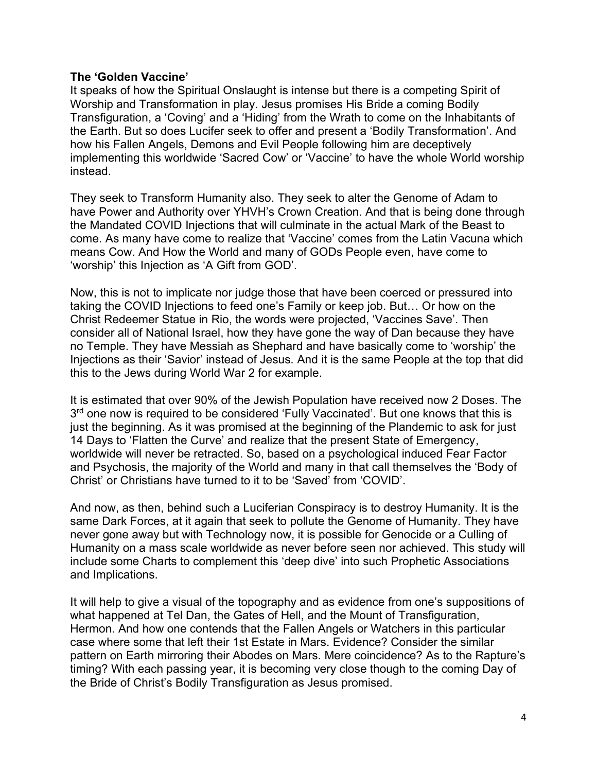**The 'Golden Vaccine'**

It speaks of how the Spiritual Onslaught is intense but there is a competing Spirit of Worship and Transformation in play. Jesus promises His Bride a coming Bodily Transfiguration, a 'Coving' and a 'Hiding' from the Wrath to come on the Inhabitants of the Earth. But so does Lucifer seek to offer and present a 'Bodily Transformation'. And how his Fallen Angels, Demons and Evil People following him are deceptively implementing this worldwide 'Sacred Cow' or 'Vaccine' to have the whole World worship instead.

They seek to Transform Humanity also. They seek to alter the Genome of Adam to have Power and Authority over YHVH's Crown Creation. And that is being done through the Mandated COVID Injections that will culminate in the actual Mark of the Beast to come. As many have come to realize that 'Vaccine' comes from the Latin Vacuna which means Cow. And How the World and many of GODs People even, have come to 'worship' this Injection as 'A Gift from GOD'.

Now, this is not to implicate nor judge those that have been coerced or pressured into taking the COVID Injections to feed one's Family or keep job. But… Or how on the Christ Redeemer Statue in Rio, the words were projected, 'Vaccines Save'. Then consider all of National Israel, how they have gone the way of Dan because they have no Temple. They have Messiah as Shephard and have basically come to 'worship' the Injections as their 'Savior' instead of Jesus. And it is the same People at the top that did this to the Jews during World War 2 for example.

It is estimated that over 90% of the Jewish Population have received now 2 Doses. The 3rd one now is required to be considered 'Fully Vaccinated'. But one knows that this is just the beginning. As it was promised at the beginning of the Plandemic to ask for just 14 Days to 'Flatten the Curve' and realize that the present State of Emergency, worldwide will never be retracted. So, based on a psychological induced Fear Factor and Psychosis, the majority of the World and many in that call themselves the 'Body of Christ' or Christians have turned to it to be 'Saved' from 'COVID'.

And now, as then, behind such a Luciferian Conspiracy is to destroy Humanity. It is the same Dark Forces, at it again that seek to pollute the Genome of Humanity. They have never gone away but with Technology now, it is possible for Genocide or a Culling of Humanity on a mass scale worldwide as never before seen nor achieved. This study will include some Charts to complement this 'deep dive' into such Prophetic Associations and Implications.

It will help to give a visual of the topography and as evidence from one's suppositions of what happened at Tel Dan, the Gates of Hell, and the Mount of Transfiguration, Hermon. And how one contends that the Fallen Angels or Watchers in this particular case where some that left their 1st Estate in Mars. Evidence? Consider the similar pattern on Earth mirroring their Abodes on Mars. Mere coincidence? As to the Rapture's timing? With each passing year, it is becoming very close though to the coming Day of the Bride of Christ's Bodily Transfiguration as Jesus promised.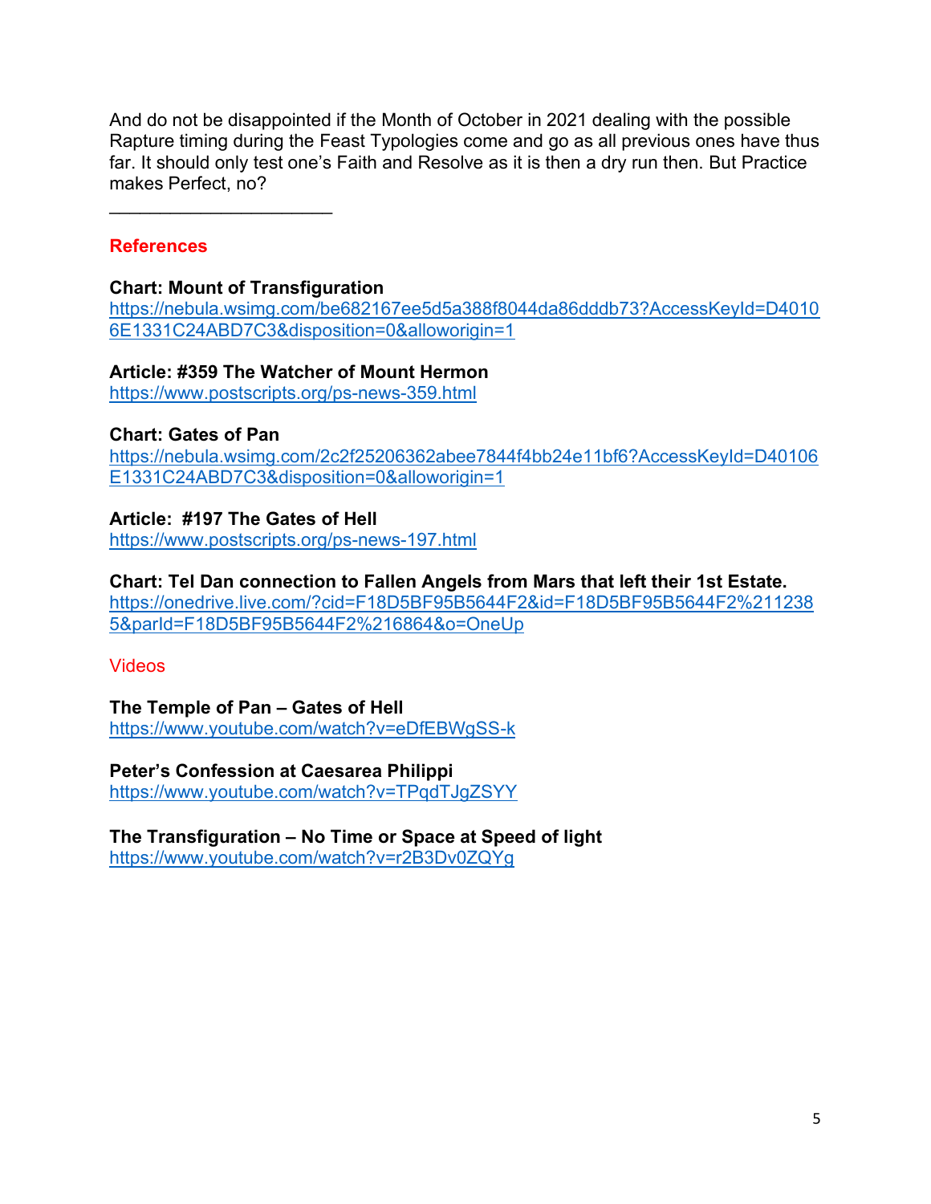And do not be disappointed if the Month of October in 2021 dealing with the possible Rapture timing during the Feast Typologies come and go as all previous ones have thus far. It should only test one's Faith and Resolve as it is then a dry run then. But Practice makes Perfect, no?

______________________

## References

**Chart: Mount of Transfiguration**
https://nebula.wsimg.com/be682167ee5d5a388f8044da86dddb73?AccessKeyId=D40106E1331C24ABD7C3&disposition=0&alloworigin=1

**Article: #359 The Watcher of Mount Hermon**
https://www.postscripts.org/ps-news-359.html

**Chart: Gates of Pan**
https://nebula.wsimg.com/2c2f25206362abee7844f4bb24e11bf6?AccessKeyId=D40106E1331C24ABD7C3&disposition=0&alloworigin=1

**Article: #197 The Gates of Hell**
https://www.postscripts.org/ps-news-197.html

**Chart: Tel Dan connection to Fallen Angels from Mars that left their 1st Estate.**
https://onedrive.live.com/?cid=F18D5BF95B5644F2&id=F18D5BF95B5644F2%2112385&parId=F18D5BF95B5644F2%216864&o=OneUp

## Videos

**The Temple of Pan – Gates of Hell**
https://www.youtube.com/watch?v=eDfEBWgSS-k

**Peter's Confession at Caesarea Philippi**
https://www.youtube.com/watch?v=TPqdTJgZSYY

**The Transfiguration – No Time or Space at Speed of light**
https://www.youtube.com/watch?v=r2B3Dv0ZQYg